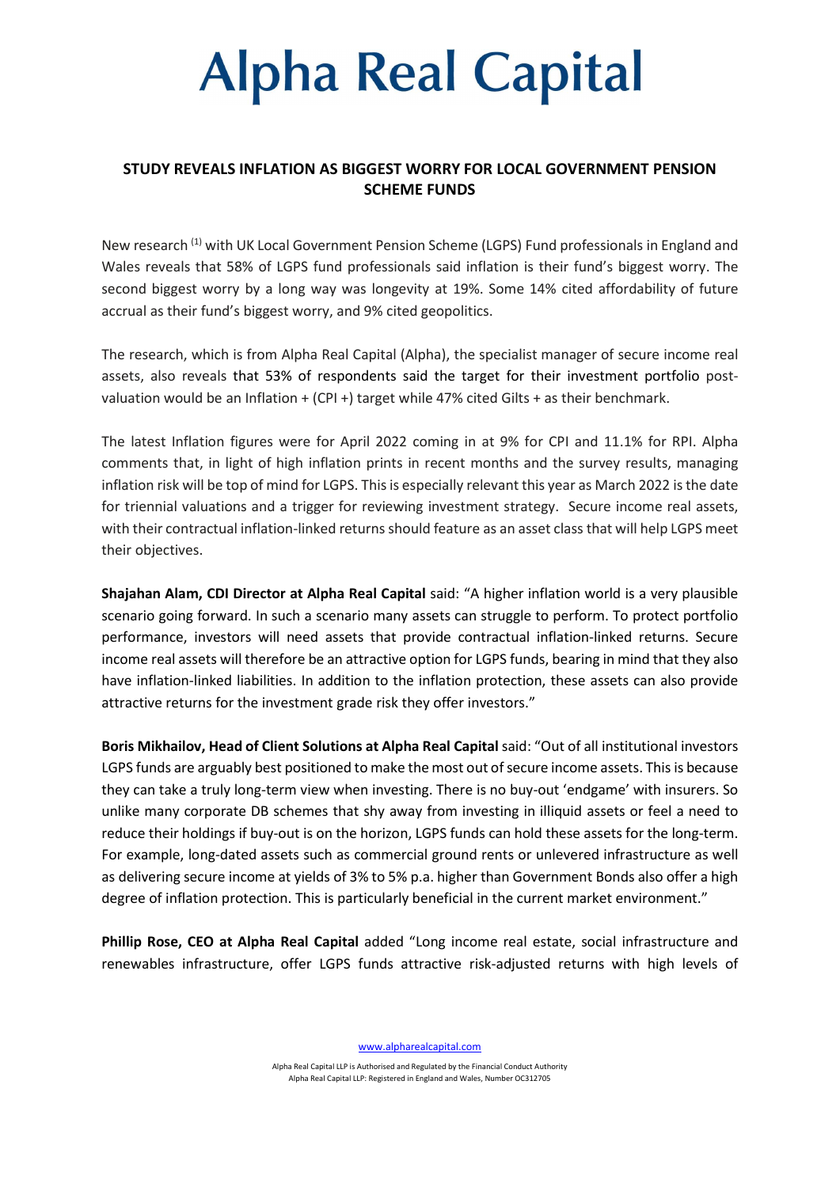# Alpha Real Capital

## STUDY REVEALS INFLATION AS BIGGEST WORRY FOR LOCAL GOVERNMENT PENSION SCHEME FUNDS

New research [1] with UK Local Government Pension Scheme (LGPS) Fund professionals in England and Wales reveals that 58% of LGPS fund professionals said inflation is their fund's biggest worry. The second biggest worry by a long way was longevity at 19%. Some 14% cited affordability of future accrual as their fund's biggest worry, and 9% cited geopolitics.

The research, which is from Alpha Real Capital (Alpha), the specialist manager of secure income real assets, also reveals that 53% of respondents said the target for their investment portfolio post-valuation would be an Inflation + (CPI +) target while 47% cited Gilts + as their benchmark.

The latest Inflation figures were for April 2022 coming in at 9% for CPI and 11.1% for RPI. Alpha comments that, in light of high inflation prints in recent months and the survey results, managing inflation risk will be top of mind for LGPS. This is especially relevant this year as March 2022 is the date for triennial valuations and a trigger for reviewing investment strategy. Secure income real assets, with their contractual inflation-linked returns should feature as an asset class that will help LGPS meet their objectives.

**Shajahan Alam, CDI Director at Alpha Real Capital** said: "A higher inflation world is a very plausible scenario going forward. In such a scenario many assets can struggle to perform. To protect portfolio performance, investors will need assets that provide contractual inflation-linked returns. Secure income real assets will therefore be an attractive option for LGPS funds, bearing in mind that they also have inflation-linked liabilities. In addition to the inflation protection, these assets can also provide attractive returns for the investment grade risk they offer investors."

**Boris Mikhailov, Head of Client Solutions at Alpha Real Capital** said: "Out of all institutional investors LGPS funds are arguably best positioned to make the most out of secure income assets. This is because they can take a truly long-term view when investing. There is no buy-out 'endgame' with insurers. So unlike many corporate DB schemes that shy away from investing in illiquid assets or feel a need to reduce their holdings if buy-out is on the horizon, LGPS funds can hold these assets for the long-term. For example, long-dated assets such as commercial ground rents or unlevered infrastructure as well as delivering secure income at yields of 3% to 5% p.a. higher than Government Bonds also offer a high degree of inflation protection. This is particularly beneficial in the current market environment."

**Phillip Rose, CEO at Alpha Real Capital** added "Long income real estate, social infrastructure and renewables infrastructure, offer LGPS funds attractive risk-adjusted returns with high levels of

www.alpharealcapital.com

Alpha Real Capital LLP is Authorised and Regulated by the Financial Conduct Authority
Alpha Real Capital LLP: Registered in England and Wales, Number OC312705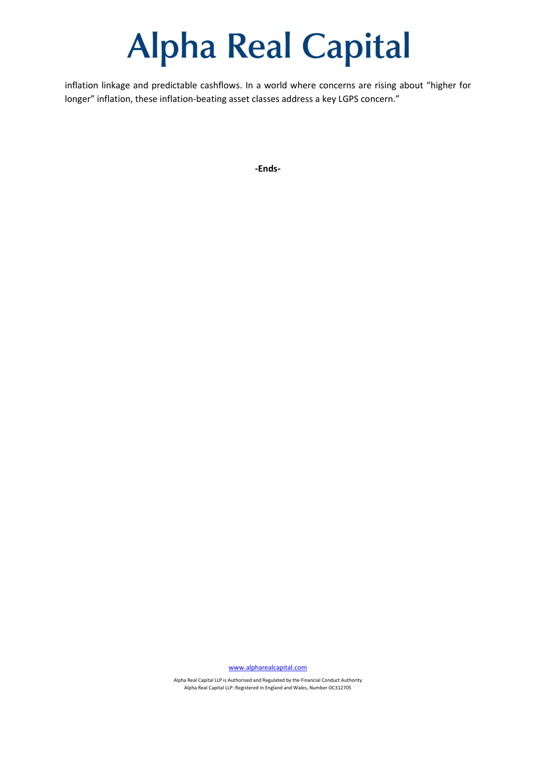inflation linkage and predictable cashflows. In a world where concerns are rising about "higher for longer" inflation, these inflation-beating asset classes address a key LGPS concern."

**-Ends-**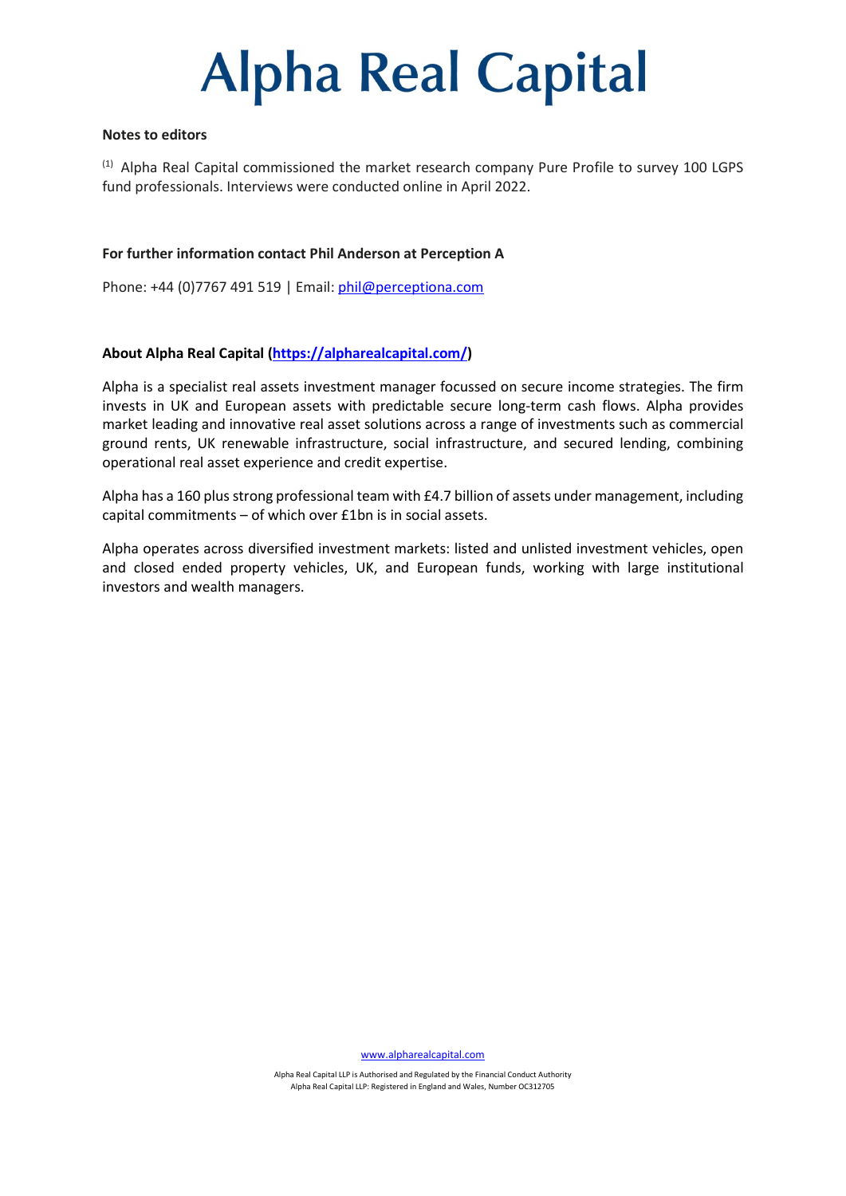# Alpha Real Capital

**Notes to editors**

[1] Alpha Real Capital commissioned the market research company Pure Profile to survey 100 LGPS fund professionals. Interviews were conducted online in April 2022.

**For further information contact Phil Anderson at Perception A**

Phone: +44 (0)7767 491 519 | Email: phil@perceptiona.com

**About Alpha Real Capital (https://alpharealcapital.com/)**

Alpha is a specialist real assets investment manager focussed on secure income strategies. The firm invests in UK and European assets with predictable secure long-term cash flows. Alpha provides market leading and innovative real asset solutions across a range of investments such as commercial ground rents, UK renewable infrastructure, social infrastructure, and secured lending, combining operational real asset experience and credit expertise.

Alpha has a 160 plus strong professional team with £4.7 billion of assets under management, including capital commitments – of which over £1bn is in social assets.

Alpha operates across diversified investment markets: listed and unlisted investment vehicles, open and closed ended property vehicles, UK, and European funds, working with large institutional investors and wealth managers.

www.alpharealcapital.com

Alpha Real Capital LLP is Authorised and Regulated by the Financial Conduct Authority
Alpha Real Capital LLP: Registered in England and Wales, Number OC312705